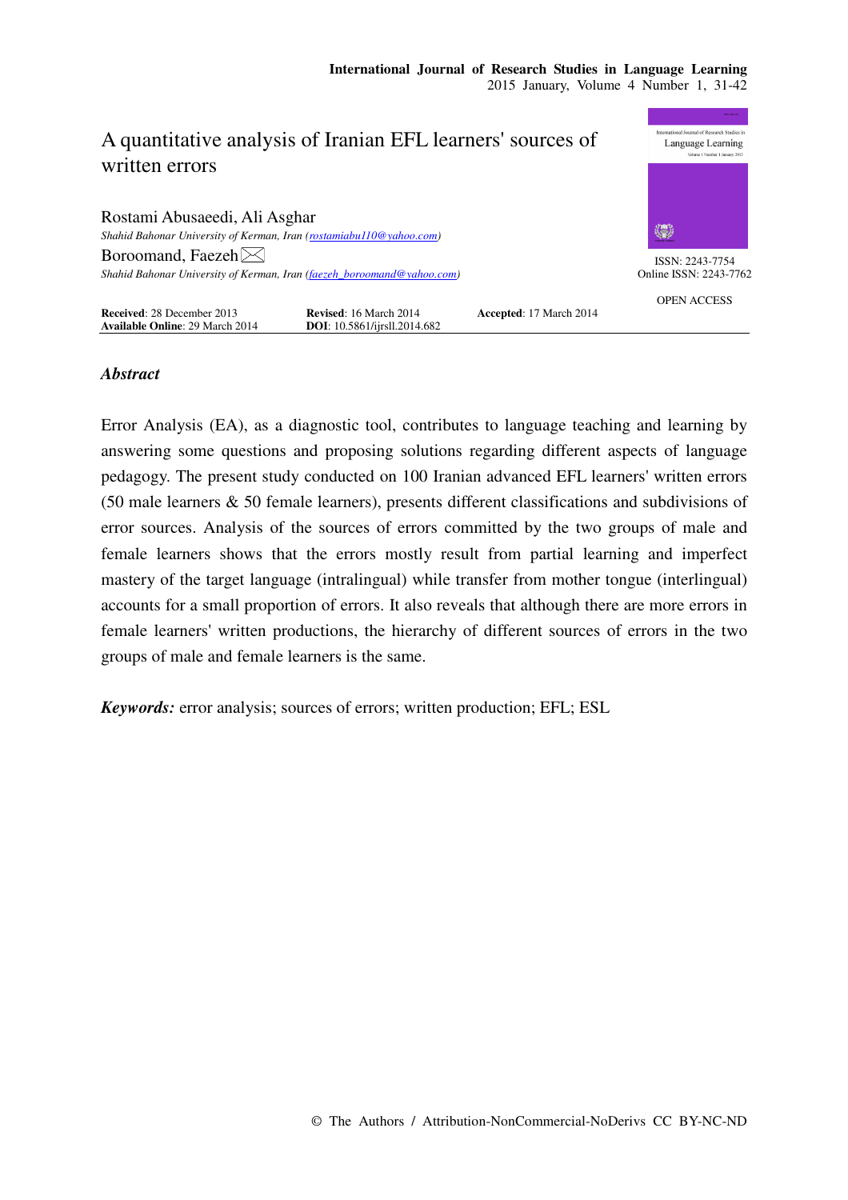# A quantitative analysis of Iranian EFL learners' sources of written errors

Rostami Abusaeedi, Ali Asghar
*Shahid Bahonar University of Kerman, Iran (rostamiabu110@yahoo.com)*

Boroomand, Faezeh ✉
*Shahid Bahonar University of Kerman, Iran (faezeh_boroomand@yahoo.com)*

ISSN: 2243-7754
Online ISSN: 2243-7762

OPEN ACCESS

**Received**: 28 December 2013 **Revised**: 16 March 2014 **Accepted**: 17 March 2014
**Available Online**: 29 March 2014 **DOI**: 10.5861/ijrsll.2014.682

## *Abstract*

Error Analysis (EA), as a diagnostic tool, contributes to language teaching and learning by answering some questions and proposing solutions regarding different aspects of language pedagogy. The present study conducted on 100 Iranian advanced EFL learners' written errors (50 male learners & 50 female learners), presents different classifications and subdivisions of error sources. Analysis of the sources of errors committed by the two groups of male and female learners shows that the errors mostly result from partial learning and imperfect mastery of the target language (intralingual) while transfer from mother tongue (interlingual) accounts for a small proportion of errors. It also reveals that although there are more errors in female learners' written productions, the hierarchy of different sources of errors in the two groups of male and female learners is the same.

***Keywords:*** error analysis; sources of errors; written production; EFL; ESL

© The Authors / Attribution-NonCommercial-NoDerivs CC BY-NC-ND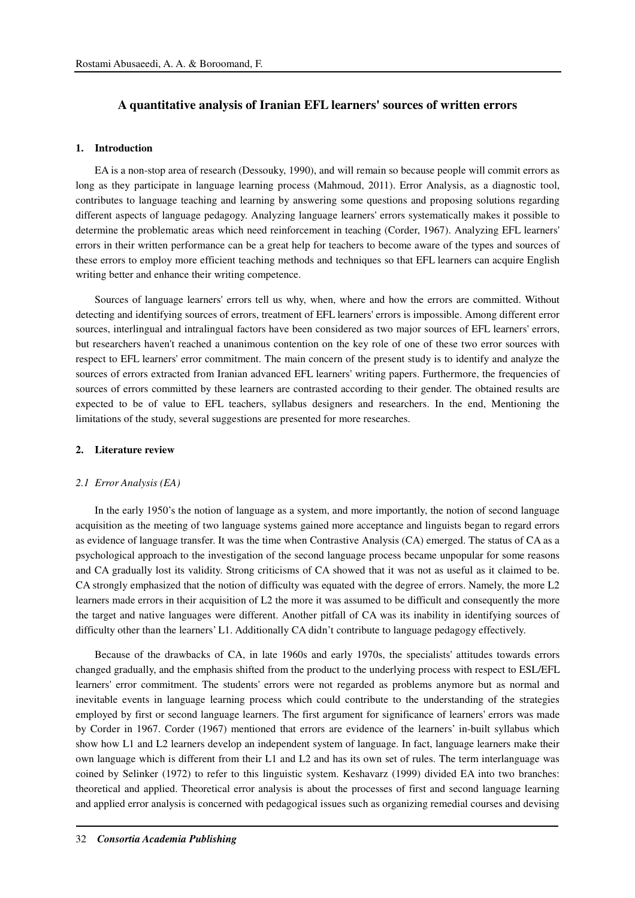## A quantitative analysis of Iranian EFL learners' sources of written errors

### 1. Introduction

EA is a non-stop area of research (Dessouky, 1990), and will remain so because people will commit errors as long as they participate in language learning process (Mahmoud, 2011). Error Analysis, as a diagnostic tool, contributes to language teaching and learning by answering some questions and proposing solutions regarding different aspects of language pedagogy. Analyzing language learners' errors systematically makes it possible to determine the problematic areas which need reinforcement in teaching (Corder, 1967). Analyzing EFL learners' errors in their written performance can be a great help for teachers to become aware of the types and sources of these errors to employ more efficient teaching methods and techniques so that EFL learners can acquire English writing better and enhance their writing competence.

Sources of language learners' errors tell us why, when, where and how the errors are committed. Without detecting and identifying sources of errors, treatment of EFL learners' errors is impossible. Among different error sources, interlingual and intralingual factors have been considered as two major sources of EFL learners' errors, but researchers haven't reached a unanimous contention on the key role of one of these two error sources with respect to EFL learners' error commitment. The main concern of the present study is to identify and analyze the sources of errors extracted from Iranian advanced EFL learners' writing papers. Furthermore, the frequencies of sources of errors committed by these learners are contrasted according to their gender. The obtained results are expected to be of value to EFL teachers, syllabus designers and researchers. In the end, Mentioning the limitations of the study, several suggestions are presented for more researches.

### 2. Literature review

#### *2.1 Error Analysis (EA)*

In the early 1950's the notion of language as a system, and more importantly, the notion of second language acquisition as the meeting of two language systems gained more acceptance and linguists began to regard errors as evidence of language transfer. It was the time when Contrastive Analysis (CA) emerged. The status of CA as a psychological approach to the investigation of the second language process became unpopular for some reasons and CA gradually lost its validity. Strong criticisms of CA showed that it was not as useful as it claimed to be. CA strongly emphasized that the notion of difficulty was equated with the degree of errors. Namely, the more L2 learners made errors in their acquisition of L2 the more it was assumed to be difficult and consequently the more the target and native languages were different. Another pitfall of CA was its inability in identifying sources of difficulty other than the learners' L1. Additionally CA didn't contribute to language pedagogy effectively.

Because of the drawbacks of CA, in late 1960s and early 1970s, the specialists' attitudes towards errors changed gradually, and the emphasis shifted from the product to the underlying process with respect to ESL/EFL learners' error commitment. The students' errors were not regarded as problems anymore but as normal and inevitable events in language learning process which could contribute to the understanding of the strategies employed by first or second language learners. The first argument for significance of learners' errors was made by Corder in 1967. Corder (1967) mentioned that errors are evidence of the learners' in-built syllabus which show how L1 and L2 learners develop an independent system of language. In fact, language learners make their own language which is different from their L1 and L2 and has its own set of rules. The term interlanguage was coined by Selinker (1972) to refer to this linguistic system. Keshavarz (1999) divided EA into two branches: theoretical and applied. Theoretical error analysis is about the processes of first and second language learning and applied error analysis is concerned with pedagogical issues such as organizing remedial courses and devising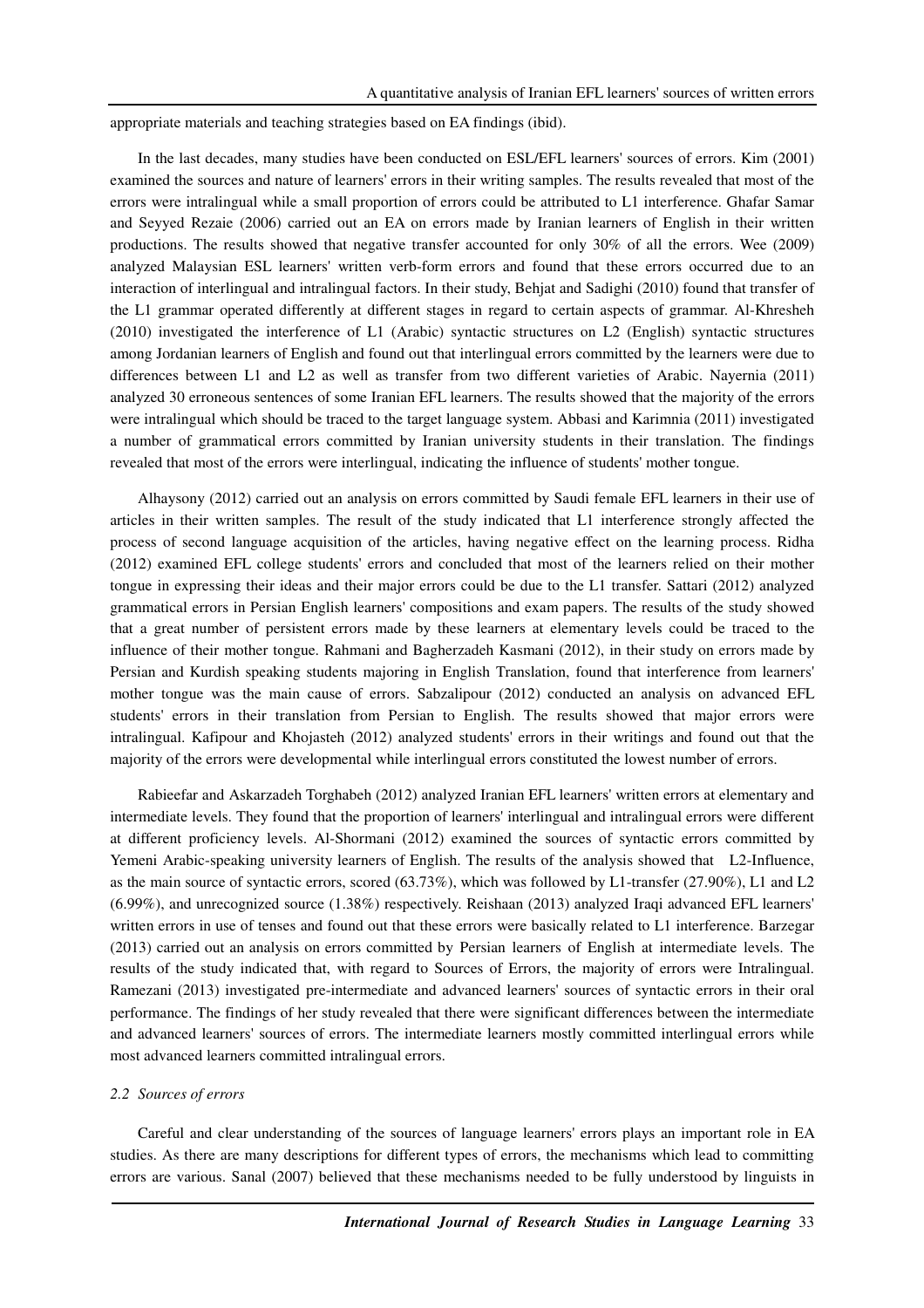appropriate materials and teaching strategies based on EA findings (ibid).

In the last decades, many studies have been conducted on ESL/EFL learners' sources of errors. Kim (2001) examined the sources and nature of learners' errors in their writing samples. The results revealed that most of the errors were intralingual while a small proportion of errors could be attributed to L1 interference. Ghafar Samar and Seyyed Rezaie (2006) carried out an EA on errors made by Iranian learners of English in their written productions. The results showed that negative transfer accounted for only 30% of all the errors. Wee (2009) analyzed Malaysian ESL learners' written verb-form errors and found that these errors occurred due to an interaction of interlingual and intralingual factors. In their study, Behjat and Sadighi (2010) found that transfer of the L1 grammar operated differently at different stages in regard to certain aspects of grammar. Al-Khresheh (2010) investigated the interference of L1 (Arabic) syntactic structures on L2 (English) syntactic structures among Jordanian learners of English and found out that interlingual errors committed by the learners were due to differences between L1 and L2 as well as transfer from two different varieties of Arabic. Nayernia (2011) analyzed 30 erroneous sentences of some Iranian EFL learners. The results showed that the majority of the errors were intralingual which should be traced to the target language system. Abbasi and Karimnia (2011) investigated a number of grammatical errors committed by Iranian university students in their translation. The findings revealed that most of the errors were interlingual, indicating the influence of students' mother tongue.

Alhaysony (2012) carried out an analysis on errors committed by Saudi female EFL learners in their use of articles in their written samples. The result of the study indicated that L1 interference strongly affected the process of second language acquisition of the articles, having negative effect on the learning process. Ridha (2012) examined EFL college students' errors and concluded that most of the learners relied on their mother tongue in expressing their ideas and their major errors could be due to the L1 transfer. Sattari (2012) analyzed grammatical errors in Persian English learners' compositions and exam papers. The results of the study showed that a great number of persistent errors made by these learners at elementary levels could be traced to the influence of their mother tongue. Rahmani and Bagherzadeh Kasmani (2012), in their study on errors made by Persian and Kurdish speaking students majoring in English Translation, found that interference from learners' mother tongue was the main cause of errors. Sabzalipour (2012) conducted an analysis on advanced EFL students' errors in their translation from Persian to English. The results showed that major errors were intralingual. Kafipour and Khojasteh (2012) analyzed students' errors in their writings and found out that the majority of the errors were developmental while interlingual errors constituted the lowest number of errors.

Rabieefar and Askarzadeh Torghabeh (2012) analyzed Iranian EFL learners' written errors at elementary and intermediate levels. They found that the proportion of learners' interlingual and intralingual errors were different at different proficiency levels. Al-Shormani (2012) examined the sources of syntactic errors committed by Yemeni Arabic-speaking university learners of English. The results of the analysis showed that L2-Influence, as the main source of syntactic errors, scored (63.73%), which was followed by L1-transfer (27.90%), L1 and L2 (6.99%), and unrecognized source (1.38%) respectively. Reishaan (2013) analyzed Iraqi advanced EFL learners' written errors in use of tenses and found out that these errors were basically related to L1 interference. Barzegar (2013) carried out an analysis on errors committed by Persian learners of English at intermediate levels. The results of the study indicated that, with regard to Sources of Errors, the majority of errors were Intralingual. Ramezani (2013) investigated pre-intermediate and advanced learners' sources of syntactic errors in their oral performance. The findings of her study revealed that there were significant differences between the intermediate and advanced learners' sources of errors. The intermediate learners mostly committed interlingual errors while most advanced learners committed intralingual errors.

### *2.2 Sources of errors*

Careful and clear understanding of the sources of language learners' errors plays an important role in EA studies. As there are many descriptions for different types of errors, the mechanisms which lead to committing errors are various. Sanal (2007) believed that these mechanisms needed to be fully understood by linguists in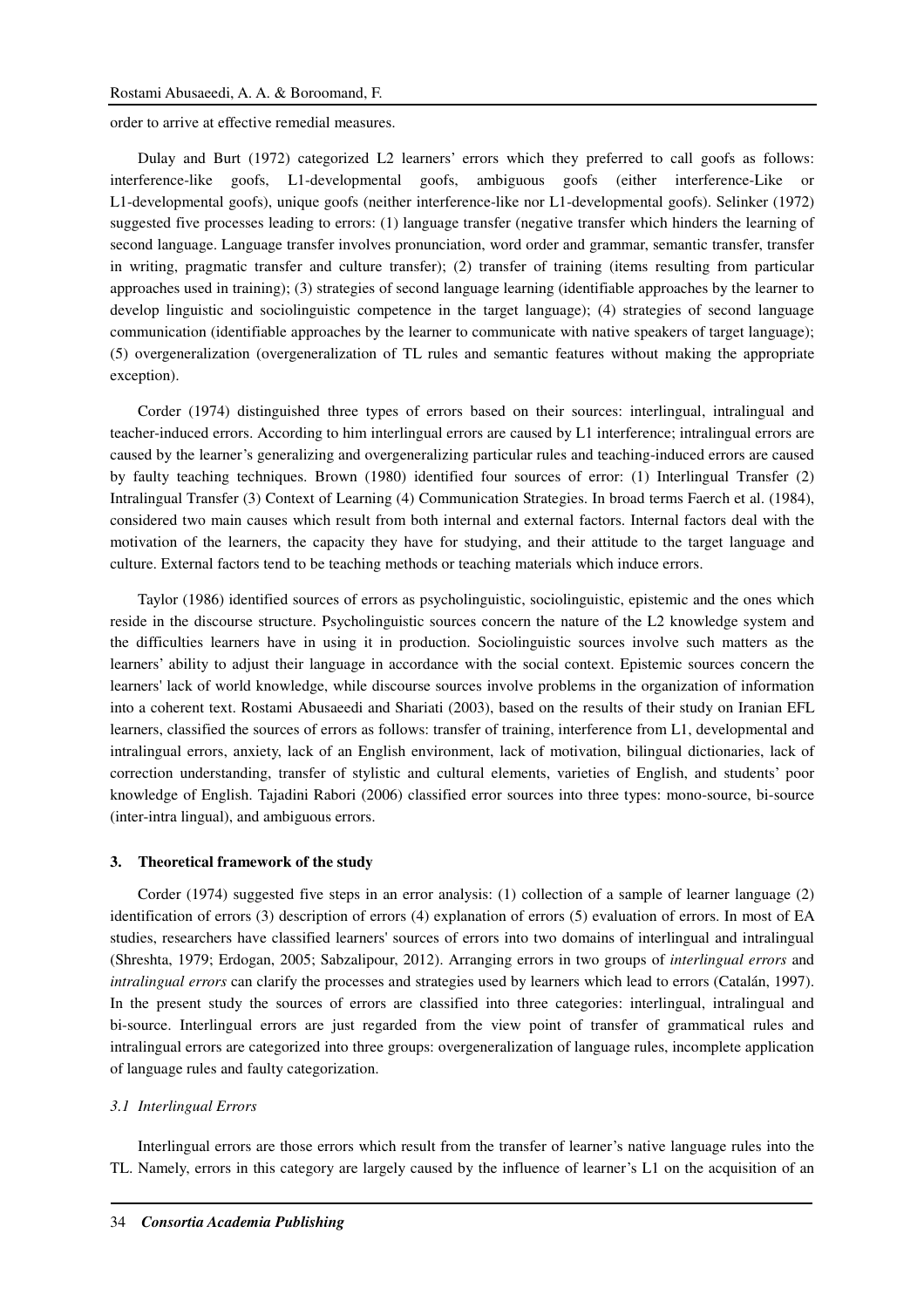order to arrive at effective remedial measures.

Dulay and Burt (1972) categorized L2 learners' errors which they preferred to call goofs as follows: interference-like goofs, L1-developmental goofs, ambiguous goofs (either interference-Like or L1-developmental goofs), unique goofs (neither interference-like nor L1-developmental goofs). Selinker (1972) suggested five processes leading to errors: (1) language transfer (negative transfer which hinders the learning of second language. Language transfer involves pronunciation, word order and grammar, semantic transfer, transfer in writing, pragmatic transfer and culture transfer); (2) transfer of training (items resulting from particular approaches used in training); (3) strategies of second language learning (identifiable approaches by the learner to develop linguistic and sociolinguistic competence in the target language); (4) strategies of second language communication (identifiable approaches by the learner to communicate with native speakers of target language); (5) overgeneralization (overgeneralization of TL rules and semantic features without making the appropriate exception).

Corder (1974) distinguished three types of errors based on their sources: interlingual, intralingual and teacher-induced errors. According to him interlingual errors are caused by L1 interference; intralingual errors are caused by the learner's generalizing and overgeneralizing particular rules and teaching-induced errors are caused by faulty teaching techniques. Brown (1980) identified four sources of error: (1) Interlingual Transfer (2) Intralingual Transfer (3) Context of Learning (4) Communication Strategies. In broad terms Faerch et al. (1984), considered two main causes which result from both internal and external factors. Internal factors deal with the motivation of the learners, the capacity they have for studying, and their attitude to the target language and culture. External factors tend to be teaching methods or teaching materials which induce errors.

Taylor (1986) identified sources of errors as psycholinguistic, sociolinguistic, epistemic and the ones which reside in the discourse structure. Psycholinguistic sources concern the nature of the L2 knowledge system and the difficulties learners have in using it in production. Sociolinguistic sources involve such matters as the learners' ability to adjust their language in accordance with the social context. Epistemic sources concern the learners' lack of world knowledge, while discourse sources involve problems in the organization of information into a coherent text. Rostami Abusaeedi and Shariati (2003), based on the results of their study on Iranian EFL learners, classified the sources of errors as follows: transfer of training, interference from L1, developmental and intralingual errors, anxiety, lack of an English environment, lack of motivation, bilingual dictionaries, lack of correction understanding, transfer of stylistic and cultural elements, varieties of English, and students' poor knowledge of English. Tajadini Rabori (2006) classified error sources into three types: mono-source, bi-source (inter-intra lingual), and ambiguous errors.

## 3. Theoretical framework of the study

Corder (1974) suggested five steps in an error analysis: (1) collection of a sample of learner language (2) identification of errors (3) description of errors (4) explanation of errors (5) evaluation of errors. In most of EA studies, researchers have classified learners' sources of errors into two domains of interlingual and intralingual (Shreshta, 1979; Erdogan, 2005; Sabzalipour, 2012). Arranging errors in two groups of *interlingual errors* and *intralingual errors* can clarify the processes and strategies used by learners which lead to errors (Catalán, 1997). In the present study the sources of errors are classified into three categories: interlingual, intralingual and bi-source. Interlingual errors are just regarded from the view point of transfer of grammatical rules and intralingual errors are categorized into three groups: overgeneralization of language rules, incomplete application of language rules and faulty categorization.

### *3.1 Interlingual Errors*

Interlingual errors are those errors which result from the transfer of learner's native language rules into the TL. Namely, errors in this category are largely caused by the influence of learner's L1 on the acquisition of an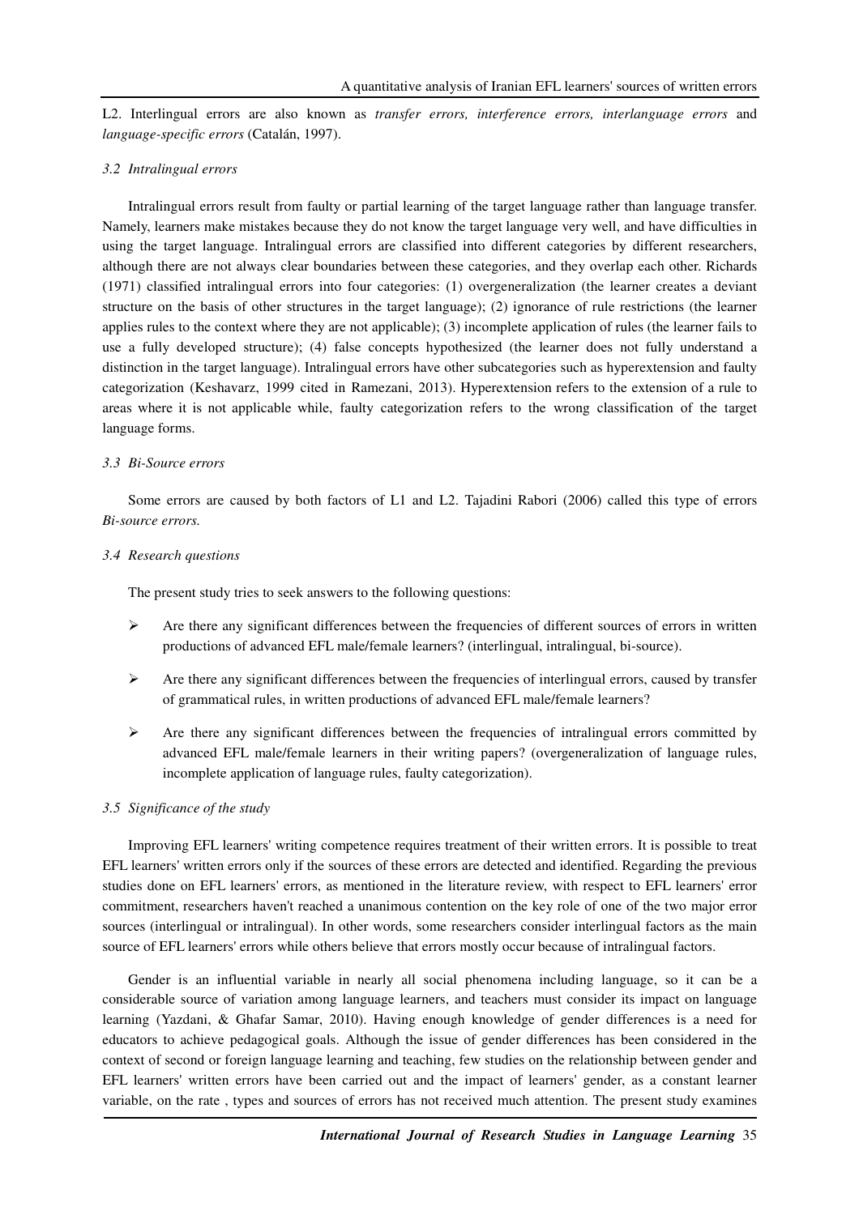L2. Interlingual errors are also known as *transfer errors, interference errors, interlanguage errors* and *language-specific errors* (Catalán, 1997).

### 3.2 Intralingual errors

Intralingual errors result from faulty or partial learning of the target language rather than language transfer. Namely, learners make mistakes because they do not know the target language very well, and have difficulties in using the target language. Intralingual errors are classified into different categories by different researchers, although there are not always clear boundaries between these categories, and they overlap each other. Richards (1971) classified intralingual errors into four categories: (1) overgeneralization (the learner creates a deviant structure on the basis of other structures in the target language); (2) ignorance of rule restrictions (the learner applies rules to the context where they are not applicable); (3) incomplete application of rules (the learner fails to use a fully developed structure); (4) false concepts hypothesized (the learner does not fully understand a distinction in the target language). Intralingual errors have other subcategories such as hyperextension and faulty categorization (Keshavarz, 1999 cited in Ramezani, 2013). Hyperextension refers to the extension of a rule to areas where it is not applicable while, faulty categorization refers to the wrong classification of the target language forms.

### 3.3 Bi-Source errors

Some errors are caused by both factors of L1 and L2. Tajadini Rabori (2006) called this type of errors *Bi-source errors.*

### 3.4 Research questions

The present study tries to seek answers to the following questions:

- Are there any significant differences between the frequencies of different sources of errors in written productions of advanced EFL male/female learners? (interlingual, intralingual, bi-source).
- Are there any significant differences between the frequencies of interlingual errors, caused by transfer of grammatical rules, in written productions of advanced EFL male/female learners?
- Are there any significant differences between the frequencies of intralingual errors committed by advanced EFL male/female learners in their writing papers? (overgeneralization of language rules, incomplete application of language rules, faulty categorization).

### 3.5 Significance of the study

Improving EFL learners' writing competence requires treatment of their written errors. It is possible to treat EFL learners' written errors only if the sources of these errors are detected and identified. Regarding the previous studies done on EFL learners' errors, as mentioned in the literature review, with respect to EFL learners' error commitment, researchers haven't reached a unanimous contention on the key role of one of the two major error sources (interlingual or intralingual). In other words, some researchers consider interlingual factors as the main source of EFL learners' errors while others believe that errors mostly occur because of intralingual factors.

Gender is an influential variable in nearly all social phenomena including language, so it can be a considerable source of variation among language learners, and teachers must consider its impact on language learning (Yazdani, & Ghafar Samar, 2010). Having enough knowledge of gender differences is a need for educators to achieve pedagogical goals. Although the issue of gender differences has been considered in the context of second or foreign language learning and teaching, few studies on the relationship between gender and EFL learners' written errors have been carried out and the impact of learners' gender, as a constant learner variable, on the rate , types and sources of errors has not received much attention. The present study examines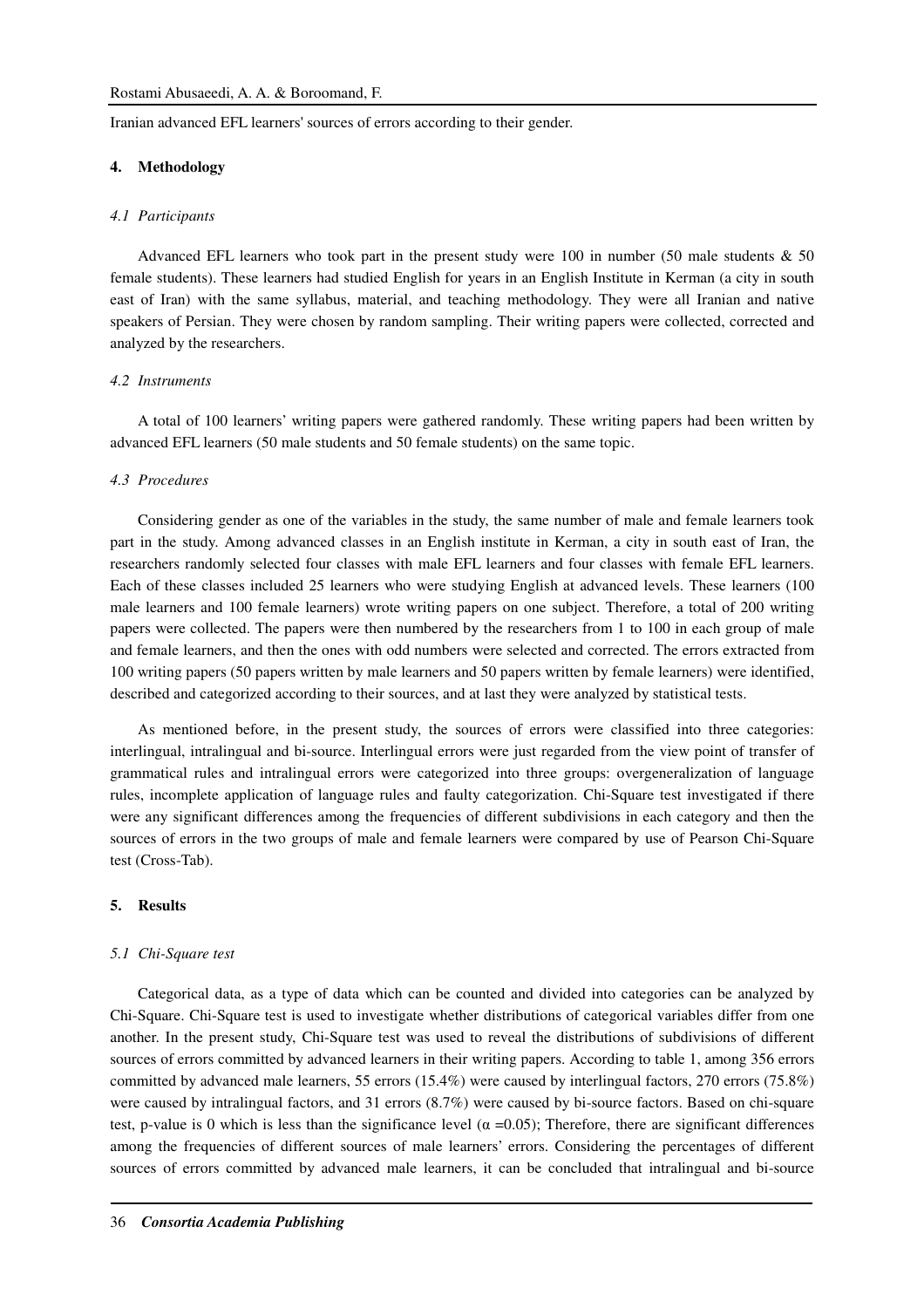Iranian advanced EFL learners' sources of errors according to their gender.

## 4. Methodology

### *4.1 Participants*

Advanced EFL learners who took part in the present study were 100 in number (50 male students & 50 female students). These learners had studied English for years in an English Institute in Kerman (a city in south east of Iran) with the same syllabus, material, and teaching methodology. They were all Iranian and native speakers of Persian. They were chosen by random sampling. Their writing papers were collected, corrected and analyzed by the researchers.

### *4.2 Instruments*

A total of 100 learners' writing papers were gathered randomly. These writing papers had been written by advanced EFL learners (50 male students and 50 female students) on the same topic.

### *4.3 Procedures*

Considering gender as one of the variables in the study, the same number of male and female learners took part in the study. Among advanced classes in an English institute in Kerman, a city in south east of Iran, the researchers randomly selected four classes with male EFL learners and four classes with female EFL learners. Each of these classes included 25 learners who were studying English at advanced levels. These learners (100 male learners and 100 female learners) wrote writing papers on one subject. Therefore, a total of 200 writing papers were collected. The papers were then numbered by the researchers from 1 to 100 in each group of male and female learners, and then the ones with odd numbers were selected and corrected. The errors extracted from 100 writing papers (50 papers written by male learners and 50 papers written by female learners) were identified, described and categorized according to their sources, and at last they were analyzed by statistical tests.

As mentioned before, in the present study, the sources of errors were classified into three categories: interlingual, intralingual and bi-source. Interlingual errors were just regarded from the view point of transfer of grammatical rules and intralingual errors were categorized into three groups: overgeneralization of language rules, incomplete application of language rules and faulty categorization. Chi-Square test investigated if there were any significant differences among the frequencies of different subdivisions in each category and then the sources of errors in the two groups of male and female learners were compared by use of Pearson Chi-Square test (Cross-Tab).

## 5. Results

### *5.1 Chi-Square test*

Categorical data, as a type of data which can be counted and divided into categories can be analyzed by Chi-Square. Chi-Square test is used to investigate whether distributions of categorical variables differ from one another. In the present study, Chi-Square test was used to reveal the distributions of subdivisions of different sources of errors committed by advanced learners in their writing papers. According to table 1, among 356 errors committed by advanced male learners, 55 errors (15.4%) were caused by interlingual factors, 270 errors (75.8%) were caused by intralingual factors, and 31 errors (8.7%) were caused by bi-source factors. Based on chi-square test, p-value is 0 which is less than the significance level ($\alpha$ =0.05); Therefore, there are significant differences among the frequencies of different sources of male learners' errors. Considering the percentages of different sources of errors committed by advanced male learners, it can be concluded that intralingual and bi-source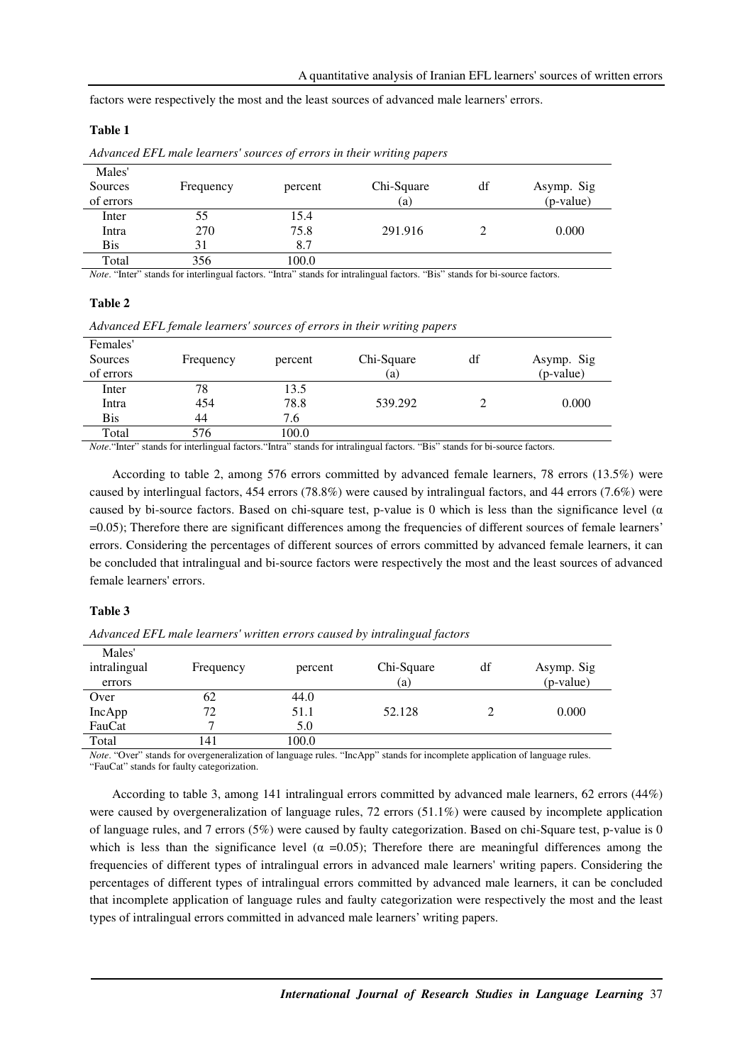factors were respectively the most and the least sources of advanced male learners' errors.

**Table 1**

*Advanced EFL male learners' sources of errors in their writing papers*

| Males' Sources of errors | Frequency | percent | Chi-Square (a) | df | Asymp. Sig (p-value) |
|---|---|---|---|---|---|
| Inter | 55 | 15.4 | | | |
| Intra | 270 | 75.8 | 291.916 | 2 | 0.000 |
| Bis | 31 | 8.7 | | | |
| Total | 356 | 100.0 | | | |

*Note*. "Inter" stands for interlingual factors. "Intra" stands for intralingual factors. "Bis" stands for bi-source factors.

**Table 2**

*Advanced EFL female learners' sources of errors in their writing papers*

| Females' Sources of errors | Frequency | percent | Chi-Square (a) | df | Asymp. Sig (p-value) |
|---|---|---|---|---|---|
| Inter | 78 | 13.5 | | | |
| Intra | 454 | 78.8 | 539.292 | 2 | 0.000 |
| Bis | 44 | 7.6 | | | |
| Total | 576 | 100.0 | | | |

*Note*."Inter" stands for interlingual factors."Intra" stands for intralingual factors. "Bis" stands for bi-source factors.

According to table 2, among 576 errors committed by advanced female learners, 78 errors (13.5%) were caused by interlingual factors, 454 errors (78.8%) were caused by intralingual factors, and 44 errors (7.6%) were caused by bi-source factors. Based on chi-square test, p-value is 0 which is less than the significance level ($\alpha$ =0.05); Therefore there are significant differences among the frequencies of different sources of female learners' errors. Considering the percentages of different sources of errors committed by advanced female learners, it can be concluded that intralingual and bi-source factors were respectively the most and the least sources of advanced female learners' errors.

**Table 3**

*Advanced EFL male learners' written errors caused by intralingual factors*

| Males' intralingual errors | Frequency | percent | Chi-Square (a) | df | Asymp. Sig (p-value) |
|---|---|---|---|---|---|
| Over | 62 | 44.0 | | | |
| IncApp | 72 | 51.1 | 52.128 | 2 | 0.000 |
| FauCat | 7 | 5.0 | | | |
| Total | 141 | 100.0 | | | |

*Note*. "Over" stands for overgeneralization of language rules. "IncApp" stands for incomplete application of language rules. "FauCat" stands for faulty categorization.

According to table 3, among 141 intralingual errors committed by advanced male learners, 62 errors (44%) were caused by overgeneralization of language rules, 72 errors (51.1%) were caused by incomplete application of language rules, and 7 errors (5%) were caused by faulty categorization. Based on chi-Square test, p-value is 0 which is less than the significance level ($\alpha$ =0.05); Therefore there are meaningful differences among the frequencies of different types of intralingual errors in advanced male learners' writing papers. Considering the percentages of different types of intralingual errors committed by advanced male learners, it can be concluded that incomplete application of language rules and faulty categorization were respectively the most and the least types of intralingual errors committed in advanced male learners' writing papers.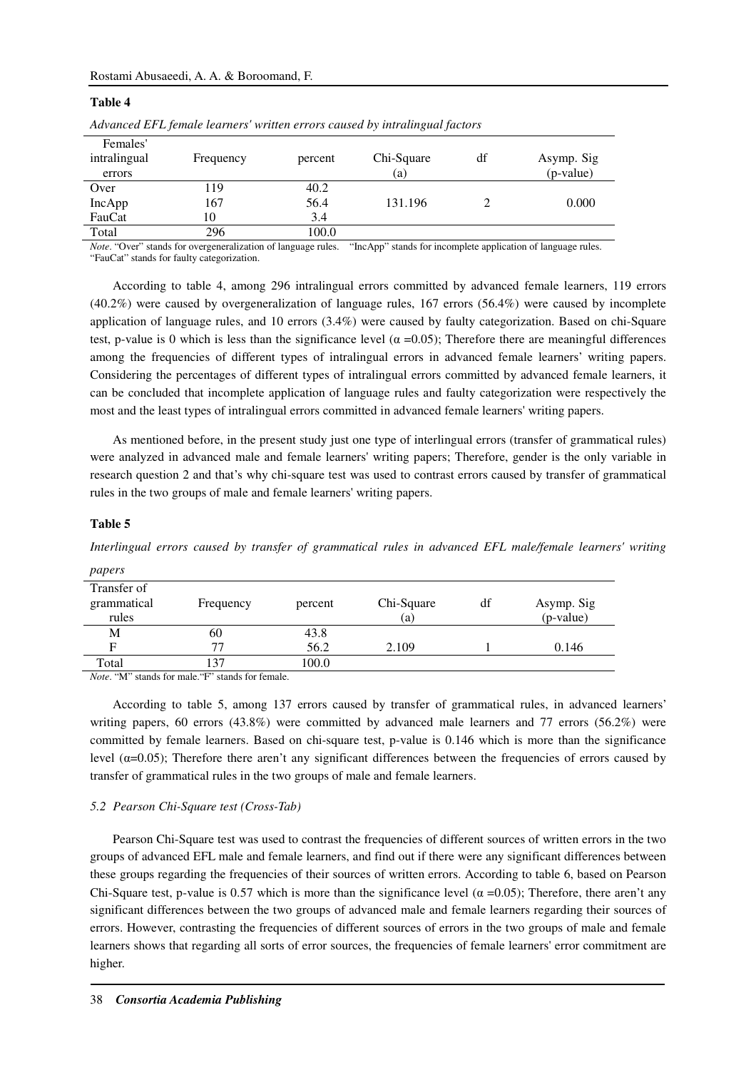**Table 4**

*Advanced EFL female learners' written errors caused by intralingual factors*

| Females' intralingual errors | Frequency | percent | Chi-Square (a) | df | Asymp. Sig (p-value) |
|---|---|---|---|---|---|
| Over | 119 | 40.2 | | | |
| IncApp | 167 | 56.4 | 131.196 | 2 | 0.000 |
| FauCat | 10 | 3.4 | | | |
| Total | 296 | 100.0 | | | |

*Note*. "Over" stands for overgeneralization of language rules. "IncApp" stands for incomplete application of language rules. "FauCat" stands for faulty categorization.

According to table 4, among 296 intralingual errors committed by advanced female learners, 119 errors (40.2%) were caused by overgeneralization of language rules, 167 errors (56.4%) were caused by incomplete application of language rules, and 10 errors (3.4%) were caused by faulty categorization. Based on chi-Square test, p-value is 0 which is less than the significance level ($\alpha$ =0.05); Therefore there are meaningful differences among the frequencies of different types of intralingual errors in advanced female learners' writing papers. Considering the percentages of different types of intralingual errors committed by advanced female learners, it can be concluded that incomplete application of language rules and faulty categorization were respectively the most and the least types of intralingual errors committed in advanced female learners' writing papers.

As mentioned before, in the present study just one type of interlingual errors (transfer of grammatical rules) were analyzed in advanced male and female learners' writing papers; Therefore, gender is the only variable in research question 2 and that's why chi-square test was used to contrast errors caused by transfer of grammatical rules in the two groups of male and female learners' writing papers.

**Table 5**

*Interlingual errors caused by transfer of grammatical rules in advanced EFL male/female learners' writing papers*

| Transfer of grammatical rules | Frequency | percent | Chi-Square (a) | df | Asymp. Sig (p-value) |
|---|---|---|---|---|---|
| M | 60 | 43.8 | | | |
| F | 77 | 56.2 | 2.109 | 1 | 0.146 |
| Total | 137 | 100.0 | | | |

*Note*. "M" stands for male."F" stands for female.

According to table 5, among 137 errors caused by transfer of grammatical rules, in advanced learners' writing papers, 60 errors (43.8%) were committed by advanced male learners and 77 errors (56.2%) were committed by female learners. Based on chi-square test, p-value is 0.146 which is more than the significance level ($\alpha$=0.05); Therefore there aren't any significant differences between the frequencies of errors caused by transfer of grammatical rules in the two groups of male and female learners.

### *5.2 Pearson Chi-Square test (Cross-Tab)*

Pearson Chi-Square test was used to contrast the frequencies of different sources of written errors in the two groups of advanced EFL male and female learners, and find out if there were any significant differences between these groups regarding the frequencies of their sources of written errors. According to table 6, based on Pearson Chi-Square test, p-value is 0.57 which is more than the significance level ($\alpha$ =0.05); Therefore, there aren't any significant differences between the two groups of advanced male and female learners regarding their sources of errors. However, contrasting the frequencies of different sources of errors in the two groups of male and female learners shows that regarding all sorts of error sources, the frequencies of female learners' error commitment are higher.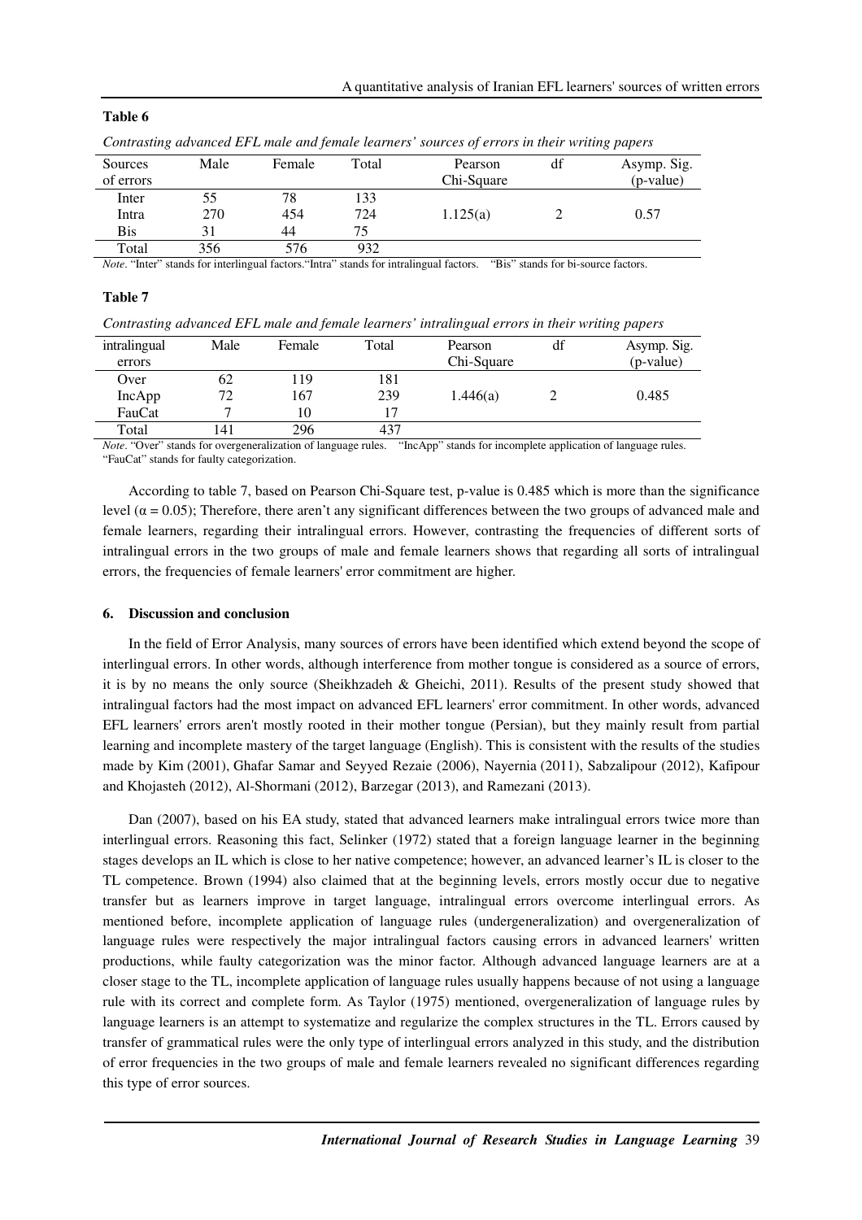**Table 6**

*Contrasting advanced EFL male and female learners' sources of errors in their writing papers*

| Sources of errors | Male | Female | Total | Pearson Chi-Square | df | Asymp. Sig. (p-value) |
|---|---|---|---|---|---|---|
| Inter | 55 | 78 | 133 | | | |
| Intra | 270 | 454 | 724 | 1.125(a) | 2 | 0.57 |
| Bis | 31 | 44 | 75 | | | |
| Total | 356 | 576 | 932 | | | |

*Note*. "Inter" stands for interlingual factors."Intra" stands for intralingual factors. "Bis" stands for bi-source factors.

**Table 7**

*Contrasting advanced EFL male and female learners' intralingual errors in their writing papers*

| intralingual errors | Male | Female | Total | Pearson Chi-Square | df | Asymp. Sig. (p-value) |
|---|---|---|---|---|---|---|
| Over | 62 | 119 | 181 | | | |
| IncApp | 72 | 167 | 239 | 1.446(a) | 2 | 0.485 |
| FauCat | 7 | 10 | 17 | | | |
| Total | 141 | 296 | 437 | | | |

*Note*. "Over" stands for overgeneralization of language rules. "IncApp" stands for incomplete application of language rules. "FauCat" stands for faulty categorization.

According to table 7, based on Pearson Chi-Square test, p-value is 0.485 which is more than the significance level ($\alpha = 0.05$); Therefore, there aren't any significant differences between the two groups of advanced male and female learners, regarding their intralingual errors. However, contrasting the frequencies of different sorts of intralingual errors in the two groups of male and female learners shows that regarding all sorts of intralingual errors, the frequencies of female learners' error commitment are higher.

## 6. Discussion and conclusion

In the field of Error Analysis, many sources of errors have been identified which extend beyond the scope of interlingual errors. In other words, although interference from mother tongue is considered as a source of errors, it is by no means the only source (Sheikhzadeh & Gheichi, 2011). Results of the present study showed that intralingual factors had the most impact on advanced EFL learners' error commitment. In other words, advanced EFL learners' errors aren't mostly rooted in their mother tongue (Persian), but they mainly result from partial learning and incomplete mastery of the target language (English). This is consistent with the results of the studies made by Kim (2001), Ghafar Samar and Seyyed Rezaie (2006), Nayernia (2011), Sabzalipour (2012), Kafipour and Khojasteh (2012), Al-Shormani (2012), Barzegar (2013), and Ramezani (2013).

Dan (2007), based on his EA study, stated that advanced learners make intralingual errors twice more than interlingual errors. Reasoning this fact, Selinker (1972) stated that a foreign language learner in the beginning stages develops an IL which is close to her native competence; however, an advanced learner's IL is closer to the TL competence. Brown (1994) also claimed that at the beginning levels, errors mostly occur due to negative transfer but as learners improve in target language, intralingual errors overcome interlingual errors. As mentioned before, incomplete application of language rules (undergeneralization) and overgeneralization of language rules were respectively the major intralingual factors causing errors in advanced learners' written productions, while faulty categorization was the minor factor. Although advanced language learners are at a closer stage to the TL, incomplete application of language rules usually happens because of not using a language rule with its correct and complete form. As Taylor (1975) mentioned, overgeneralization of language rules by language learners is an attempt to systematize and regularize the complex structures in the TL. Errors caused by transfer of grammatical rules were the only type of interlingual errors analyzed in this study, and the distribution of error frequencies in the two groups of male and female learners revealed no significant differences regarding this type of error sources.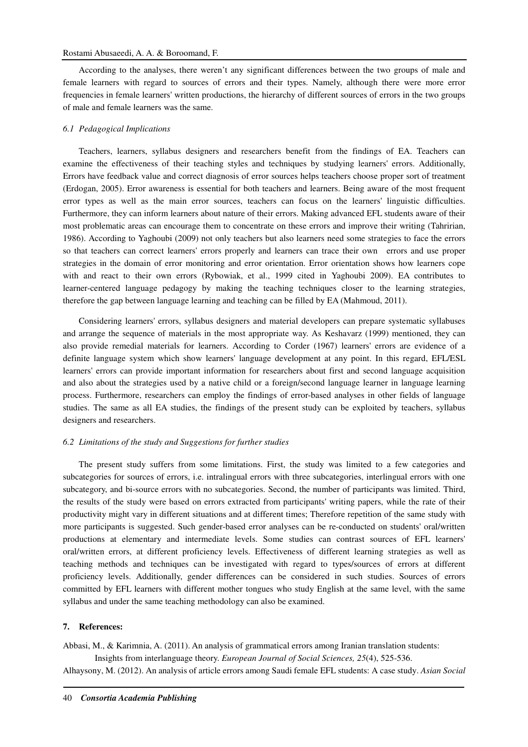According to the analyses, there weren't any significant differences between the two groups of male and female learners with regard to sources of errors and their types. Namely, although there were more error frequencies in female learners' written productions, the hierarchy of different sources of errors in the two groups of male and female learners was the same.

### *6.1 Pedagogical Implications*

Teachers, learners, syllabus designers and researchers benefit from the findings of EA. Teachers can examine the effectiveness of their teaching styles and techniques by studying learners' errors. Additionally, Errors have feedback value and correct diagnosis of error sources helps teachers choose proper sort of treatment (Erdogan, 2005). Error awareness is essential for both teachers and learners. Being aware of the most frequent error types as well as the main error sources, teachers can focus on the learners' linguistic difficulties. Furthermore, they can inform learners about nature of their errors. Making advanced EFL students aware of their most problematic areas can encourage them to concentrate on these errors and improve their writing (Tahririan, 1986). According to Yaghoubi (2009) not only teachers but also learners need some strategies to face the errors so that teachers can correct learners' errors properly and learners can trace their own errors and use proper strategies in the domain of error monitoring and error orientation. Error orientation shows how learners cope with and react to their own errors (Rybowiak, et al., 1999 cited in Yaghoubi 2009). EA contributes to learner-centered language pedagogy by making the teaching techniques closer to the learning strategies, therefore the gap between language learning and teaching can be filled by EA (Mahmoud, 2011).

Considering learners' errors, syllabus designers and material developers can prepare systematic syllabuses and arrange the sequence of materials in the most appropriate way. As Keshavarz (1999) mentioned, they can also provide remedial materials for learners. According to Corder (1967) learners' errors are evidence of a definite language system which show learners' language development at any point. In this regard, EFL/ESL learners' errors can provide important information for researchers about first and second language acquisition and also about the strategies used by a native child or a foreign/second language learner in language learning process. Furthermore, researchers can employ the findings of error-based analyses in other fields of language studies. The same as all EA studies, the findings of the present study can be exploited by teachers, syllabus designers and researchers.

### *6.2 Limitations of the study and Suggestions for further studies*

The present study suffers from some limitations. First, the study was limited to a few categories and subcategories for sources of errors, i.e. intralingual errors with three subcategories, interlingual errors with one subcategory, and bi-source errors with no subcategories. Second, the number of participants was limited. Third, the results of the study were based on errors extracted from participants' writing papers, while the rate of their productivity might vary in different situations and at different times; Therefore repetition of the same study with more participants is suggested. Such gender-based error analyses can be re-conducted on students' oral/written productions at elementary and intermediate levels. Some studies can contrast sources of EFL learners' oral/written errors, at different proficiency levels. Effectiveness of different learning strategies as well as teaching methods and techniques can be investigated with regard to types/sources of errors at different proficiency levels. Additionally, gender differences can be considered in such studies. Sources of errors committed by EFL learners with different mother tongues who study English at the same level, with the same syllabus and under the same teaching methodology can also be examined.

## 7. References:

Abbasi, M., & Karimnia, A. (2011). An analysis of grammatical errors among Iranian translation students: Insights from interlanguage theory. *European Journal of Social Sciences, 25*(4), 525-536.

Alhaysony, M. (2012). An analysis of article errors among Saudi female EFL students: A case study. *Asian Social*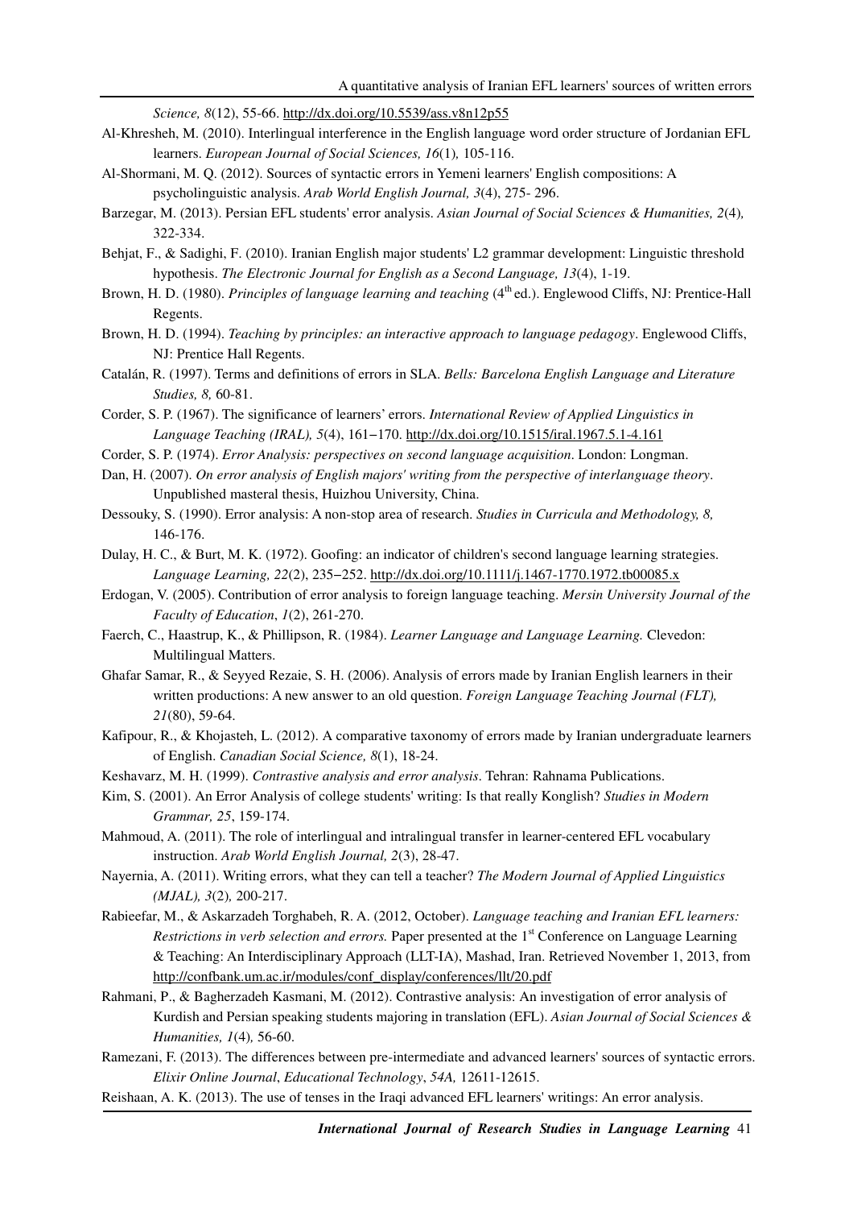*Science, 8*(12), 55-66. http://dx.doi.org/10.5539/ass.v8n12p55

Al-Khresheh, M. (2010). Interlingual interference in the English language word order structure of Jordanian EFL learners. *European Journal of Social Sciences, 16*(1), 105-116.

Al-Shormani, M. Q. (2012). Sources of syntactic errors in Yemeni learners' English compositions: A psycholinguistic analysis. *Arab World English Journal, 3*(4), 275- 296.

Barzegar, M. (2013). Persian EFL students' error analysis. *Asian Journal of Social Sciences & Humanities, 2*(4), 322-334.

Behjat, F., & Sadighi, F. (2010). Iranian English major students' L2 grammar development: Linguistic threshold hypothesis. *The Electronic Journal for English as a Second Language, 13*(4), 1-19.

Brown, H. D. (1980). *Principles of language learning and teaching* (4th ed.). Englewood Cliffs, NJ: Prentice-Hall Regents.

Brown, H. D. (1994). *Teaching by principles: an interactive approach to language pedagogy*. Englewood Cliffs, NJ: Prentice Hall Regents.

Catalán, R. (1997). Terms and definitions of errors in SLA. *Bells: Barcelona English Language and Literature Studies, 8,* 60-81.

Corder, S. P. (1967). The significance of learners' errors. *International Review of Applied Linguistics in Language Teaching (IRAL), 5*(4), 161–170. http://dx.doi.org/10.1515/iral.1967.5.1-4.161

Corder, S. P. (1974). *Error Analysis: perspectives on second language acquisition*. London: Longman.

Dan, H. (2007). *On error analysis of English majors' writing from the perspective of interlanguage theory*. Unpublished masteral thesis, Huizhou University, China.

Dessouky, S. (1990). Error analysis: A non-stop area of research. *Studies in Curricula and Methodology, 8,* 146-176.

Dulay, H. C., & Burt, M. K. (1972). Goofing: an indicator of children's second language learning strategies. *Language Learning, 22*(2), 235–252. http://dx.doi.org/10.1111/j.1467-1770.1972.tb00085.x

Erdogan, V. (2005). Contribution of error analysis to foreign language teaching. *Mersin University Journal of the Faculty of Education*, *1*(2), 261-270.

Faerch, C., Haastrup, K., & Phillipson, R. (1984). *Learner Language and Language Learning.* Clevedon: Multilingual Matters.

Ghafar Samar, R., & Seyyed Rezaie, S. H. (2006). Analysis of errors made by Iranian English learners in their written productions: A new answer to an old question. *Foreign Language Teaching Journal (FLT), 21*(80), 59-64.

Kafipour, R., & Khojasteh, L. (2012). A comparative taxonomy of errors made by Iranian undergraduate learners of English. *Canadian Social Science, 8*(1), 18-24.

Keshavarz, M. H. (1999). *Contrastive analysis and error analysis*. Tehran: Rahnama Publications.

Kim, S. (2001). An Error Analysis of college students' writing: Is that really Konglish? *Studies in Modern Grammar, 25*, 159-174.

Mahmoud, A. (2011). The role of interlingual and intralingual transfer in learner-centered EFL vocabulary instruction. *Arab World English Journal, 2*(3), 28-47.

Nayernia, A. (2011). Writing errors, what they can tell a teacher? *The Modern Journal of Applied Linguistics (MJAL), 3*(2), 200-217.

Rabieefar, M., & Askarzadeh Torghabeh, R. A. (2012, October). *Language teaching and Iranian EFL learners: Restrictions in verb selection and errors.* Paper presented at the 1st Conference on Language Learning & Teaching: An Interdisciplinary Approach (LLT-IA), Mashad, Iran. Retrieved November 1, 2013, from http://confbank.um.ac.ir/modules/conf_display/conferences/llt/20.pdf

Rahmani, P., & Bagherzadeh Kasmani, M. (2012). Contrastive analysis: An investigation of error analysis of Kurdish and Persian speaking students majoring in translation (EFL). *Asian Journal of Social Sciences & Humanities, 1*(4), 56-60.

Ramezani, F. (2013). The differences between pre-intermediate and advanced learners' sources of syntactic errors. *Elixir Online Journal*, *Educational Technology*, *54A,* 12611-12615.

Reishaan, A. K. (2013). The use of tenses in the Iraqi advanced EFL learners' writings: An error analysis.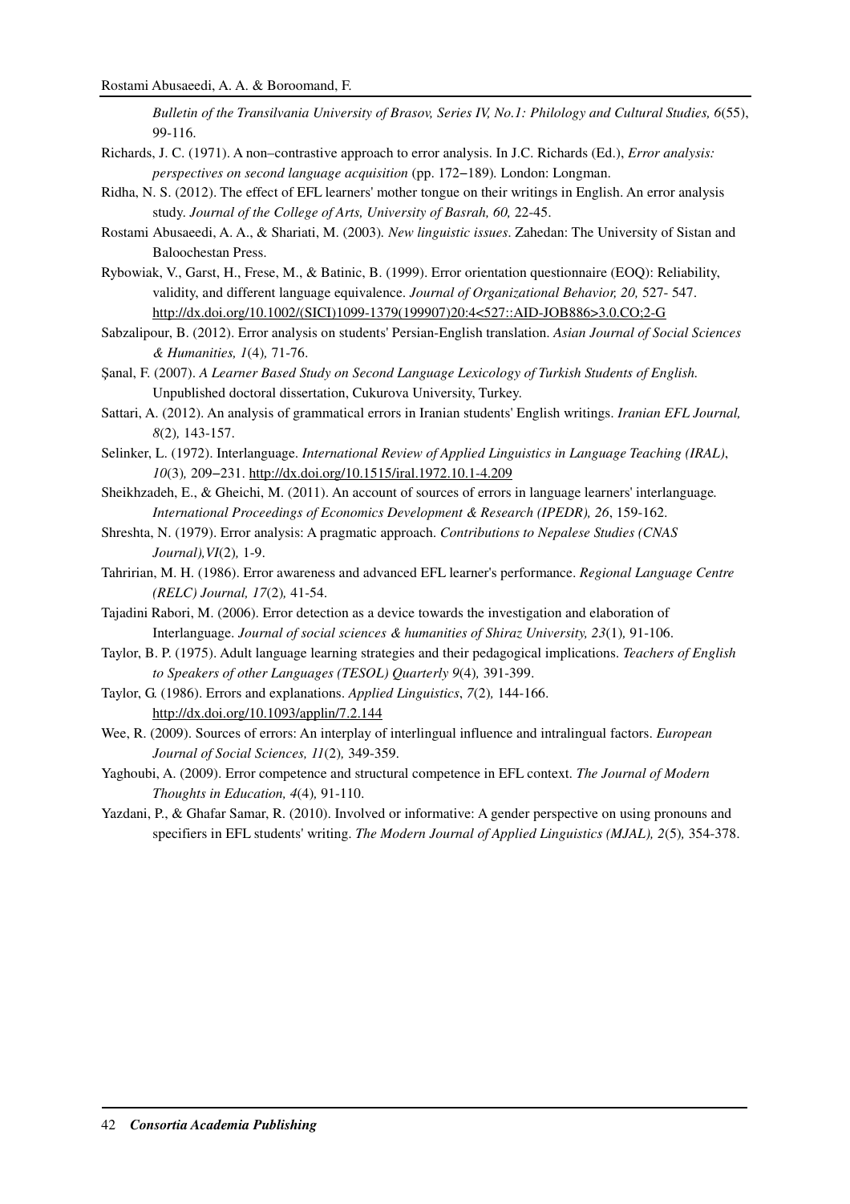*Bulletin of the Transilvania University of Brasov, Series IV, No.1: Philology and Cultural Studies, 6*(55), 99-116.

Richards, J. C. (1971). A non–contrastive approach to error analysis. In J.C. Richards (Ed.), *Error analysis: perspectives on second language acquisition* (pp. 172–189)*.* London: Longman.

Ridha, N. S. (2012). The effect of EFL learners' mother tongue on their writings in English. An error analysis study. *Journal of the College of Arts, University of Basrah, 60,* 22-45.

Rostami Abusaeedi, A. A., & Shariati, M. (2003)*. New linguistic issues*. Zahedan: The University of Sistan and Baloochestan Press.

Rybowiak, V., Garst, H., Frese, M., & Batinic, B. (1999). Error orientation questionnaire (EOQ): Reliability, validity, and different language equivalence. *Journal of Organizational Behavior, 20,* 527- 547. http://dx.doi.org/10.1002/(SICI)1099-1379(199907)20:4<527::AID-JOB886>3.0.CO;2-G

Sabzalipour, B. (2012). Error analysis on students' Persian-English translation. *Asian Journal of Social Sciences & Humanities, 1*(4)*,* 71-76.

Şanal, F. (2007). *A Learner Based Study on Second Language Lexicology of Turkish Students of English.* Unpublished doctoral dissertation, Cukurova University, Turkey.

Sattari, A. (2012). An analysis of grammatical errors in Iranian students' English writings. *Iranian EFL Journal, 8*(2)*,* 143-157.

Selinker, L. (1972). Interlanguage. *International Review of Applied Linguistics in Language Teaching (IRAL)*, *10*(3)*,* 209–231. http://dx.doi.org/10.1515/iral.1972.10.1-4.209

Sheikhzadeh, E., & Gheichi, M. (2011). An account of sources of errors in language learners' interlanguage*. International Proceedings of Economics Development & Research (IPEDR), 26*, 159-162.

Shreshta, N. (1979). Error analysis: A pragmatic approach. *Contributions to Nepalese Studies (CNAS Journal),VI*(2)*,* 1-9.

Tahririan, M. H. (1986). Error awareness and advanced EFL learner's performance. *Regional Language Centre (RELC) Journal, 17*(2)*,* 41-54.

Tajadini Rabori, M. (2006). Error detection as a device towards the investigation and elaboration of Interlanguage. *Journal of social sciences & humanities of Shiraz University, 23*(1)*,* 91-106.

Taylor, B. P. (1975). Adult language learning strategies and their pedagogical implications. *Teachers of English to Speakers of other Languages (TESOL) Quarterly 9*(4)*,* 391-399.

Taylor, G. (1986). Errors and explanations. *Applied Linguistics*, *7*(2)*,* 144-166. http://dx.doi.org/10.1093/applin/7.2.144

Wee, R. (2009). Sources of errors: An interplay of interlingual influence and intralingual factors. *European Journal of Social Sciences, 11*(2)*,* 349-359.

Yaghoubi, A. (2009). Error competence and structural competence in EFL context. *The Journal of Modern Thoughts in Education, 4*(4)*,* 91-110.

Yazdani, P., & Ghafar Samar, R. (2010). Involved or informative: A gender perspective on using pronouns and specifiers in EFL students' writing. *The Modern Journal of Applied Linguistics (MJAL), 2*(5)*,* 354-378.